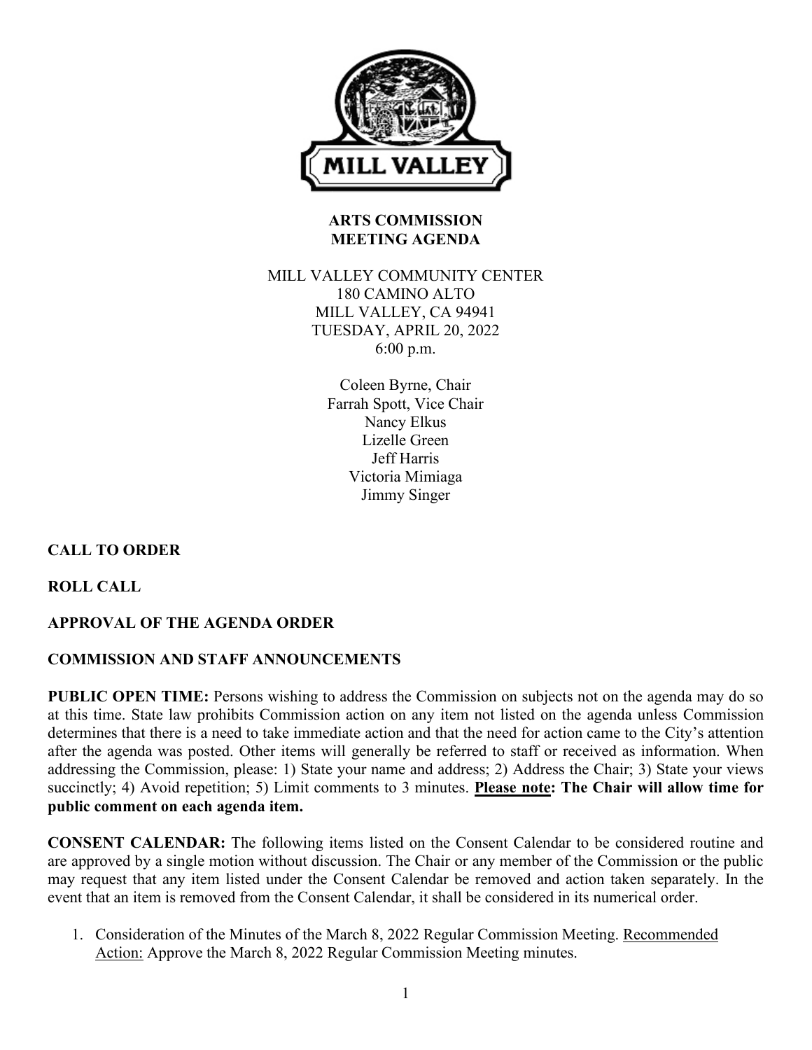# ARTS COMMISSION
# MEETING AGENDA

MILL VALLEY COMMUNITY CENTER
180 CAMINO ALTO
MILL VALLEY, CA 94941
TUESDAY, APRIL 20, 2022
6:00 p.m.

Coleen Byrne, Chair
Farrah Spott, Vice Chair
Nancy Elkus
Lizelle Green
Jeff Harris
Victoria Mimiaga
Jimmy Singer

**CALL TO ORDER**

**ROLL CALL**

**APPROVAL OF THE AGENDA ORDER**

**COMMISSION AND STAFF ANNOUNCEMENTS**

**PUBLIC OPEN TIME:** Persons wishing to address the Commission on subjects not on the agenda may do so at this time. State law prohibits Commission action on any item not listed on the agenda unless Commission determines that there is a need to take immediate action and that the need for action came to the City's attention after the agenda was posted. Other items will generally be referred to staff or received as information. When addressing the Commission, please: 1) State your name and address; 2) Address the Chair; 3) State your views succinctly; 4) Avoid repetition; 5) Limit comments to 3 minutes. **Please note: The Chair will allow time for public comment on each agenda item.**

**CONSENT CALENDAR:** The following items listed on the Consent Calendar to be considered routine and are approved by a single motion without discussion. The Chair or any member of the Commission or the public may request that any item listed under the Consent Calendar be removed and action taken separately. In the event that an item is removed from the Consent Calendar, it shall be considered in its numerical order.

1. Consideration of the Minutes of the March 8, 2022 Regular Commission Meeting. Recommended Action: Approve the March 8, 2022 Regular Commission Meeting minutes.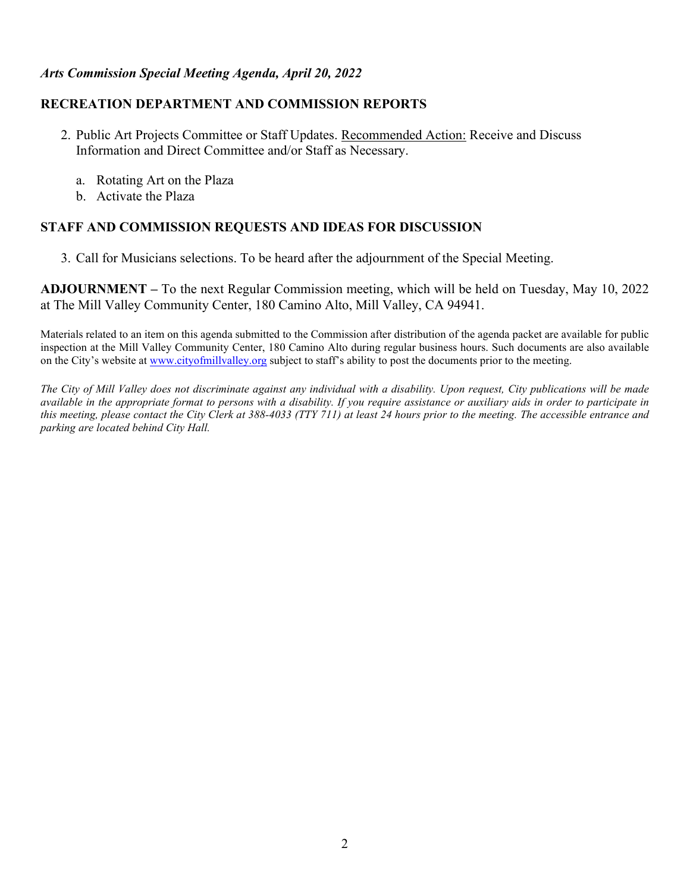*Arts Commission Special Meeting Agenda, April 20, 2022*

## RECREATION DEPARTMENT AND COMMISSION REPORTS

2. Public Art Projects Committee or Staff Updates. Recommended Action: Receive and Discuss Information and Direct Committee and/or Staff as Necessary.

   a. Rotating Art on the Plaza
   b. Activate the Plaza

## STAFF AND COMMISSION REQUESTS AND IDEAS FOR DISCUSSION

3. Call for Musicians selections. To be heard after the adjournment of the Special Meeting.

**ADJOURNMENT –** To the next Regular Commission meeting, which will be held on Tuesday, May 10, 2022 at The Mill Valley Community Center, 180 Camino Alto, Mill Valley, CA 94941.

Materials related to an item on this agenda submitted to the Commission after distribution of the agenda packet are available for public inspection at the Mill Valley Community Center, 180 Camino Alto during regular business hours. Such documents are also available on the City's website at www.cityofmillvalley.org subject to staff's ability to post the documents prior to the meeting.

*The City of Mill Valley does not discriminate against any individual with a disability. Upon request, City publications will be made available in the appropriate format to persons with a disability. If you require assistance or auxiliary aids in order to participate in this meeting, please contact the City Clerk at 388-4033 (TTY 711) at least 24 hours prior to the meeting. The accessible entrance and parking are located behind City Hall.*